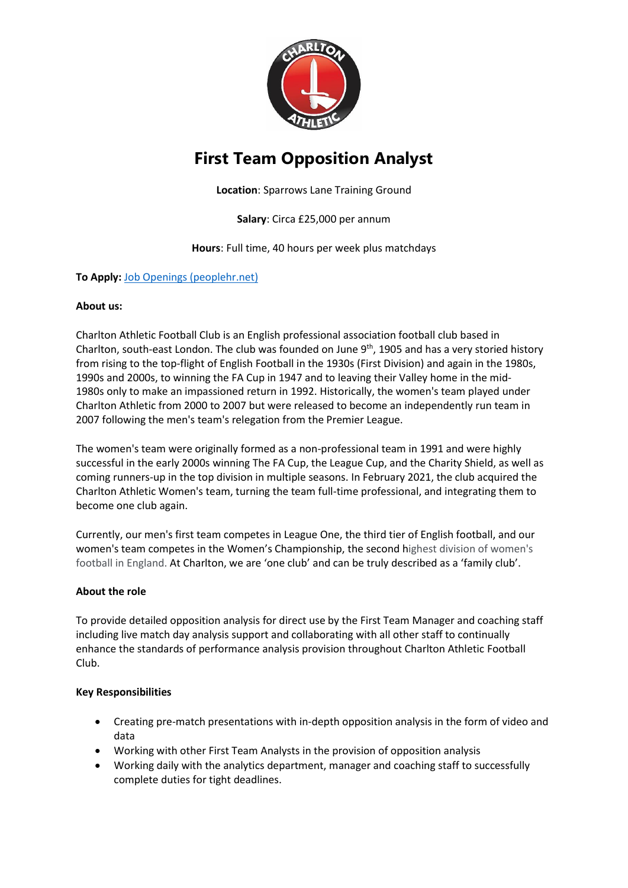# First Team Opposition Analyst

**Location**: Sparrows Lane Training Ground

**Salary**: Circa £25,000 per annum

**Hours**: Full time, 40 hours per week plus matchdays

**To Apply:** Job Openings (peoplehr.net)

**About us:**

Charlton Athletic Football Club is an English professional association football club based in Charlton, south-east London. The club was founded on June 9th, 1905 and has a very storied history from rising to the top-flight of English Football in the 1930s (First Division) and again in the 1980s, 1990s and 2000s, to winning the FA Cup in 1947 and to leaving their Valley home in the mid-1980s only to make an impassioned return in 1992. Historically, the women's team played under Charlton Athletic from 2000 to 2007 but were released to become an independently run team in 2007 following the men's team's relegation from the Premier League.

The women's team were originally formed as a non-professional team in 1991 and were highly successful in the early 2000s winning The FA Cup, the League Cup, and the Charity Shield, as well as coming runners-up in the top division in multiple seasons. In February 2021, the club acquired the Charlton Athletic Women's team, turning the team full-time professional, and integrating them to become one club again.

Currently, our men's first team competes in League One, the third tier of English football, and our women's team competes in the Women's Championship, the second highest division of women's football in England. At Charlton, we are 'one club' and can be truly described as a 'family club'.

**About the role**

To provide detailed opposition analysis for direct use by the First Team Manager and coaching staff including live match day analysis support and collaborating with all other staff to continually enhance the standards of performance analysis provision throughout Charlton Athletic Football Club.

**Key Responsibilities**

- Creating pre-match presentations with in-depth opposition analysis in the form of video and data
- Working with other First Team Analysts in the provision of opposition analysis
- Working daily with the analytics department, manager and coaching staff to successfully complete duties for tight deadlines.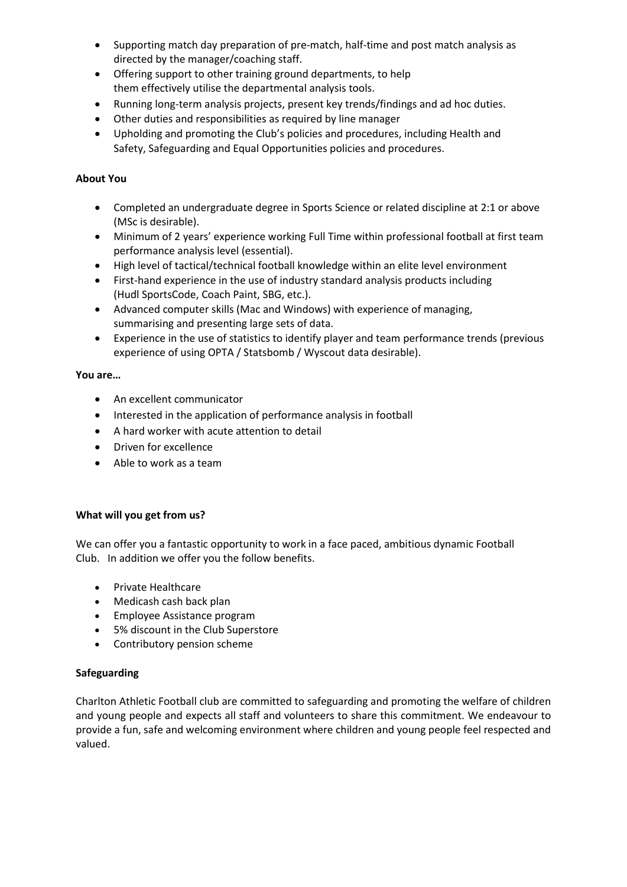- Supporting match day preparation of pre-match, half-time and post match analysis as directed by the manager/coaching staff.
- Offering support to other training ground departments, to help them effectively utilise the departmental analysis tools.
- Running long-term analysis projects, present key trends/findings and ad hoc duties.
- Other duties and responsibilities as required by line manager
- Upholding and promoting the Club's policies and procedures, including Health and Safety, Safeguarding and Equal Opportunities policies and procedures.

**About You**

- Completed an undergraduate degree in Sports Science or related discipline at 2:1 or above (MSc is desirable).
- Minimum of 2 years' experience working Full Time within professional football at first team performance analysis level (essential).
- High level of tactical/technical football knowledge within an elite level environment
- First-hand experience in the use of industry standard analysis products including (Hudl SportsCode, Coach Paint, SBG, etc.).
- Advanced computer skills (Mac and Windows) with experience of managing, summarising and presenting large sets of data.
- Experience in the use of statistics to identify player and team performance trends (previous experience of using OPTA / Statsbomb / Wyscout data desirable).

**You are…**

- An excellent communicator
- Interested in the application of performance analysis in football
- A hard worker with acute attention to detail
- Driven for excellence
- Able to work as a team

**What will you get from us?**

We can offer you a fantastic opportunity to work in a face paced, ambitious dynamic Football Club. In addition we offer you the follow benefits.

- Private Healthcare
- Medicash cash back plan
- Employee Assistance program
- 5% discount in the Club Superstore
- Contributory pension scheme

**Safeguarding**

Charlton Athletic Football club are committed to safeguarding and promoting the welfare of children and young people and expects all staff and volunteers to share this commitment. We endeavour to provide a fun, safe and welcoming environment where children and young people feel respected and valued.